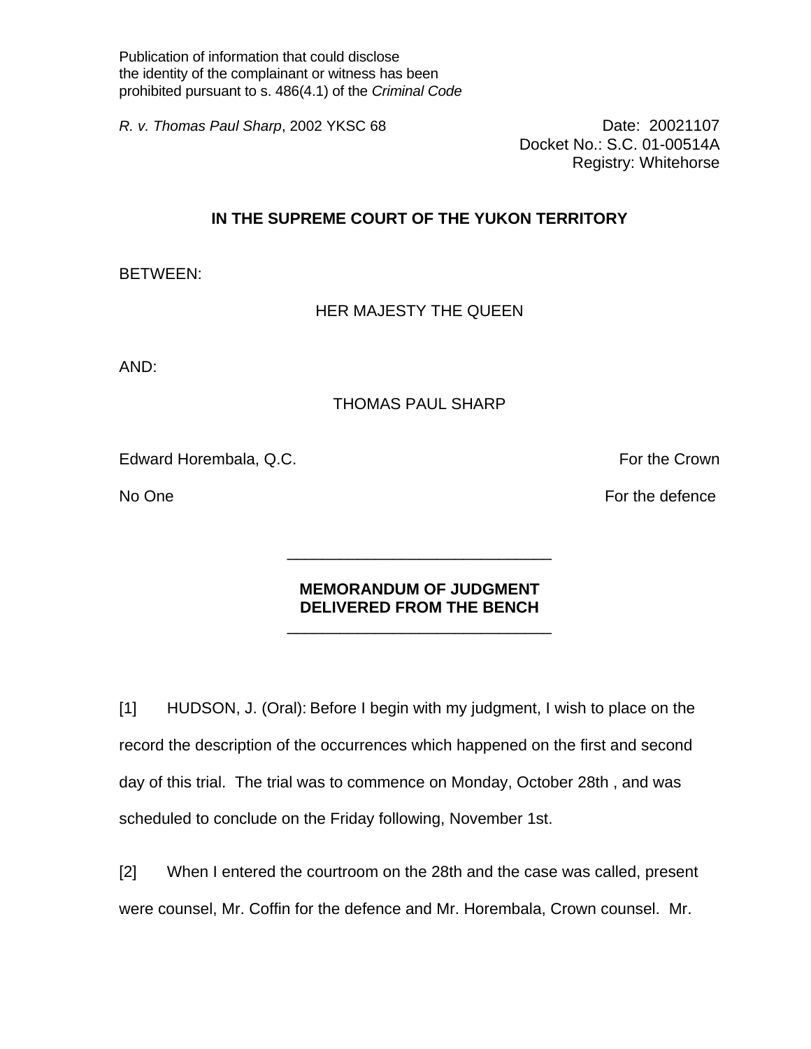Publication of information that could disclose the identity of the complainant or witness has been prohibited pursuant to s. 486(4.1) of the *Criminal Code*

*R. v. Thomas Paul Sharp*, 2002 YKSC 68

Date: 20021107
Docket No.: S.C. 01-00514A
Registry: Whitehorse

**IN THE SUPREME COURT OF THE YUKON TERRITORY**

BETWEEN:

HER MAJESTY THE QUEEN

AND:

THOMAS PAUL SHARP

Edward Horembala, Q.C. — For the Crown

No One — For the defence

---

**MEMORANDUM OF JUDGMENT DELIVERED FROM THE BENCH**

---

[1] HUDSON, J. (Oral): Before I begin with my judgment, I wish to place on the record the description of the occurrences which happened on the first and second day of this trial. The trial was to commence on Monday, October 28th , and was scheduled to conclude on the Friday following, November 1st.

[2] When I entered the courtroom on the 28th and the case was called, present were counsel, Mr. Coffin for the defence and Mr. Horembala, Crown counsel. Mr.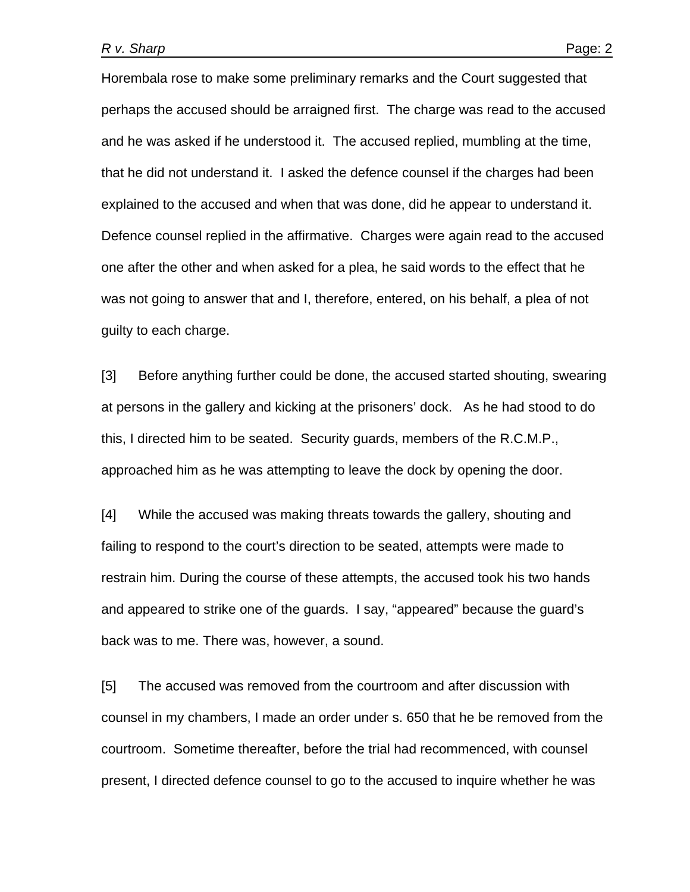Horembala rose to make some preliminary remarks and the Court suggested that perhaps the accused should be arraigned first. The charge was read to the accused and he was asked if he understood it. The accused replied, mumbling at the time, that he did not understand it. I asked the defence counsel if the charges had been explained to the accused and when that was done, did he appear to understand it. Defence counsel replied in the affirmative. Charges were again read to the accused one after the other and when asked for a plea, he said words to the effect that he was not going to answer that and I, therefore, entered, on his behalf, a plea of not guilty to each charge.

[3] Before anything further could be done, the accused started shouting, swearing at persons in the gallery and kicking at the prisoners' dock. As he had stood to do this, I directed him to be seated. Security guards, members of the R.C.M.P., approached him as he was attempting to leave the dock by opening the door.

[4] While the accused was making threats towards the gallery, shouting and failing to respond to the court's direction to be seated, attempts were made to restrain him. During the course of these attempts, the accused took his two hands and appeared to strike one of the guards. I say, "appeared" because the guard's back was to me. There was, however, a sound.

[5] The accused was removed from the courtroom and after discussion with counsel in my chambers, I made an order under s. 650 that he be removed from the courtroom. Sometime thereafter, before the trial had recommenced, with counsel present, I directed defence counsel to go to the accused to inquire whether he was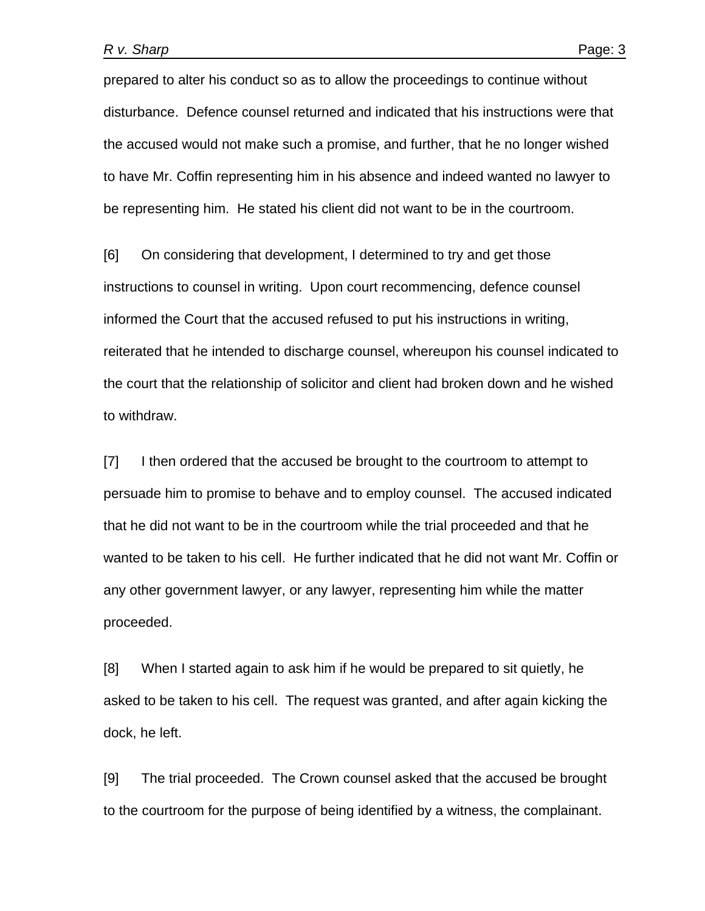prepared to alter his conduct so as to allow the proceedings to continue without disturbance. Defence counsel returned and indicated that his instructions were that the accused would not make such a promise, and further, that he no longer wished to have Mr. Coffin representing him in his absence and indeed wanted no lawyer to be representing him. He stated his client did not want to be in the courtroom.

[6] On considering that development, I determined to try and get those instructions to counsel in writing. Upon court recommencing, defence counsel informed the Court that the accused refused to put his instructions in writing, reiterated that he intended to discharge counsel, whereupon his counsel indicated to the court that the relationship of solicitor and client had broken down and he wished to withdraw.

[7] I then ordered that the accused be brought to the courtroom to attempt to persuade him to promise to behave and to employ counsel. The accused indicated that he did not want to be in the courtroom while the trial proceeded and that he wanted to be taken to his cell. He further indicated that he did not want Mr. Coffin or any other government lawyer, or any lawyer, representing him while the matter proceeded.

[8] When I started again to ask him if he would be prepared to sit quietly, he asked to be taken to his cell. The request was granted, and after again kicking the dock, he left.

[9] The trial proceeded. The Crown counsel asked that the accused be brought to the courtroom for the purpose of being identified by a witness, the complainant.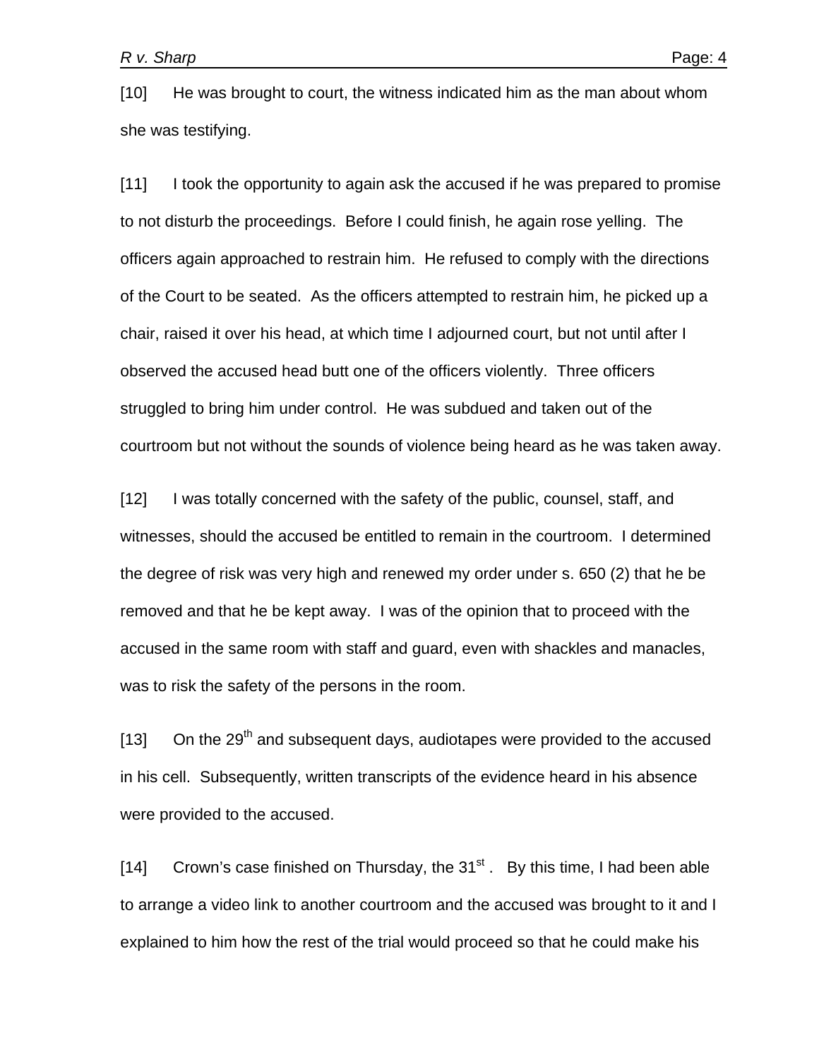[10] He was brought to court, the witness indicated him as the man about whom she was testifying.

[11] I took the opportunity to again ask the accused if he was prepared to promise to not disturb the proceedings. Before I could finish, he again rose yelling. The officers again approached to restrain him. He refused to comply with the directions of the Court to be seated. As the officers attempted to restrain him, he picked up a chair, raised it over his head, at which time I adjourned court, but not until after I observed the accused head butt one of the officers violently. Three officers struggled to bring him under control. He was subdued and taken out of the courtroom but not without the sounds of violence being heard as he was taken away.

[12] I was totally concerned with the safety of the public, counsel, staff, and witnesses, should the accused be entitled to remain in the courtroom. I determined the degree of risk was very high and renewed my order under s. 650 (2) that he be removed and that he be kept away. I was of the opinion that to proceed with the accused in the same room with staff and guard, even with shackles and manacles, was to risk the safety of the persons in the room.

[13] On the 29th and subsequent days, audiotapes were provided to the accused in his cell. Subsequently, written transcripts of the evidence heard in his absence were provided to the accused.

[14] Crown's case finished on Thursday, the 31st . By this time, I had been able to arrange a video link to another courtroom and the accused was brought to it and I explained to him how the rest of the trial would proceed so that he could make his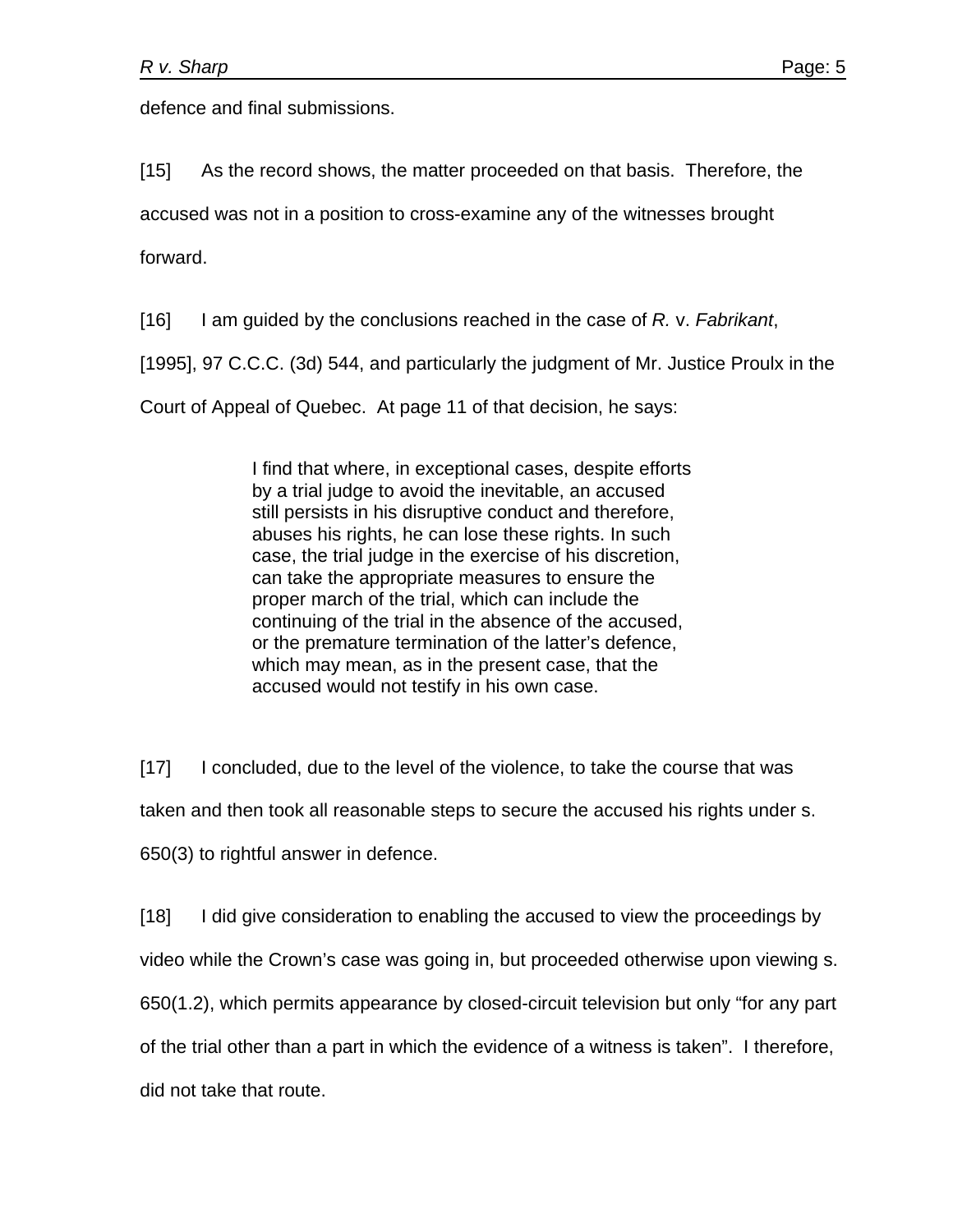defence and final submissions.

[15] As the record shows, the matter proceeded on that basis. Therefore, the accused was not in a position to cross-examine any of the witnesses brought forward.

[16] I am guided by the conclusions reached in the case of *R.* v. *Fabrikant*, [1995], 97 C.C.C. (3d) 544, and particularly the judgment of Mr. Justice Proulx in the Court of Appeal of Quebec. At page 11 of that decision, he says:

> I find that where, in exceptional cases, despite efforts by a trial judge to avoid the inevitable, an accused still persists in his disruptive conduct and therefore, abuses his rights, he can lose these rights. In such case, the trial judge in the exercise of his discretion, can take the appropriate measures to ensure the proper march of the trial, which can include the continuing of the trial in the absence of the accused, or the premature termination of the latter's defence, which may mean, as in the present case, that the accused would not testify in his own case.

[17] I concluded, due to the level of the violence, to take the course that was taken and then took all reasonable steps to secure the accused his rights under s. 650(3) to rightful answer in defence.

[18] I did give consideration to enabling the accused to view the proceedings by video while the Crown's case was going in, but proceeded otherwise upon viewing s. 650(1.2), which permits appearance by closed-circuit television but only "for any part of the trial other than a part in which the evidence of a witness is taken". I therefore, did not take that route.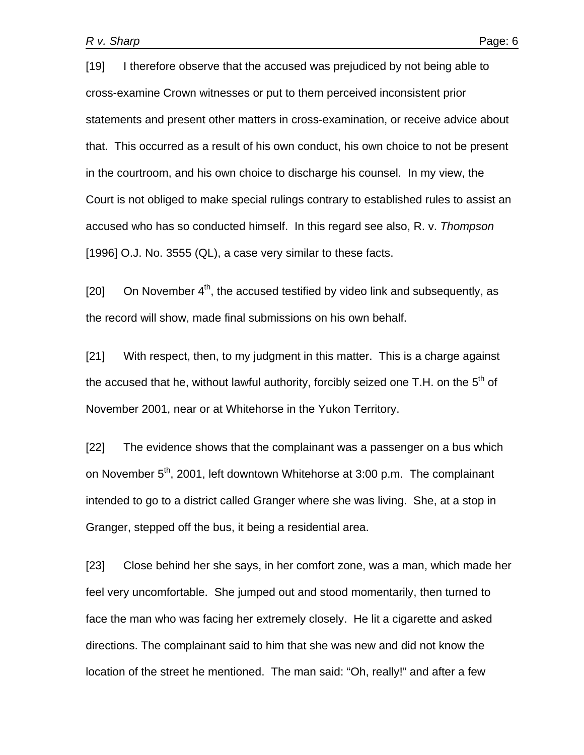[19] I therefore observe that the accused was prejudiced by not being able to cross-examine Crown witnesses or put to them perceived inconsistent prior statements and present other matters in cross-examination, or receive advice about that. This occurred as a result of his own conduct, his own choice to not be present in the courtroom, and his own choice to discharge his counsel. In my view, the Court is not obliged to make special rulings contrary to established rules to assist an accused who has so conducted himself. In this regard see also, R. v. *Thompson* [1996] O.J. No. 3555 (QL), a case very similar to these facts.

[20] On November 4th, the accused testified by video link and subsequently, as the record will show, made final submissions on his own behalf.

[21] With respect, then, to my judgment in this matter. This is a charge against the accused that he, without lawful authority, forcibly seized one T.H. on the 5th of November 2001, near or at Whitehorse in the Yukon Territory.

[22] The evidence shows that the complainant was a passenger on a bus which on November 5th, 2001, left downtown Whitehorse at 3:00 p.m. The complainant intended to go to a district called Granger where she was living. She, at a stop in Granger, stepped off the bus, it being a residential area.

[23] Close behind her she says, in her comfort zone, was a man, which made her feel very uncomfortable. She jumped out and stood momentarily, then turned to face the man who was facing her extremely closely. He lit a cigarette and asked directions. The complainant said to him that she was new and did not know the location of the street he mentioned. The man said: "Oh, really!" and after a few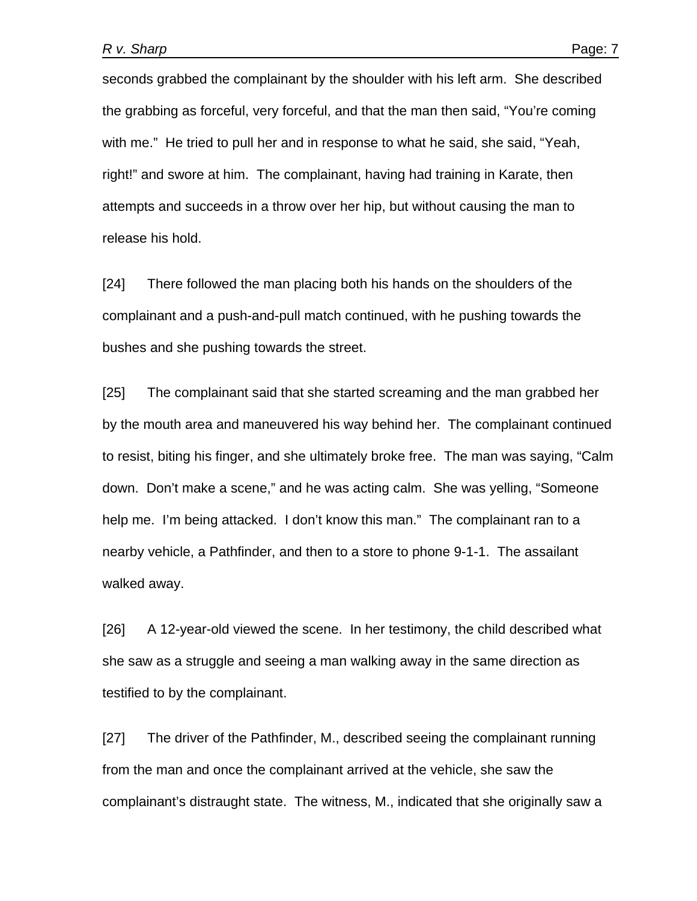seconds grabbed the complainant by the shoulder with his left arm. She described the grabbing as forceful, very forceful, and that the man then said, "You're coming with me." He tried to pull her and in response to what he said, she said, "Yeah, right!" and swore at him. The complainant, having had training in Karate, then attempts and succeeds in a throw over her hip, but without causing the man to release his hold.

[24] There followed the man placing both his hands on the shoulders of the complainant and a push-and-pull match continued, with he pushing towards the bushes and she pushing towards the street.

[25] The complainant said that she started screaming and the man grabbed her by the mouth area and maneuvered his way behind her. The complainant continued to resist, biting his finger, and she ultimately broke free. The man was saying, "Calm down. Don't make a scene," and he was acting calm. She was yelling, "Someone help me. I'm being attacked. I don't know this man." The complainant ran to a nearby vehicle, a Pathfinder, and then to a store to phone 9-1-1. The assailant walked away.

[26] A 12-year-old viewed the scene. In her testimony, the child described what she saw as a struggle and seeing a man walking away in the same direction as testified to by the complainant.

[27] The driver of the Pathfinder, M., described seeing the complainant running from the man and once the complainant arrived at the vehicle, she saw the complainant's distraught state. The witness, M., indicated that she originally saw a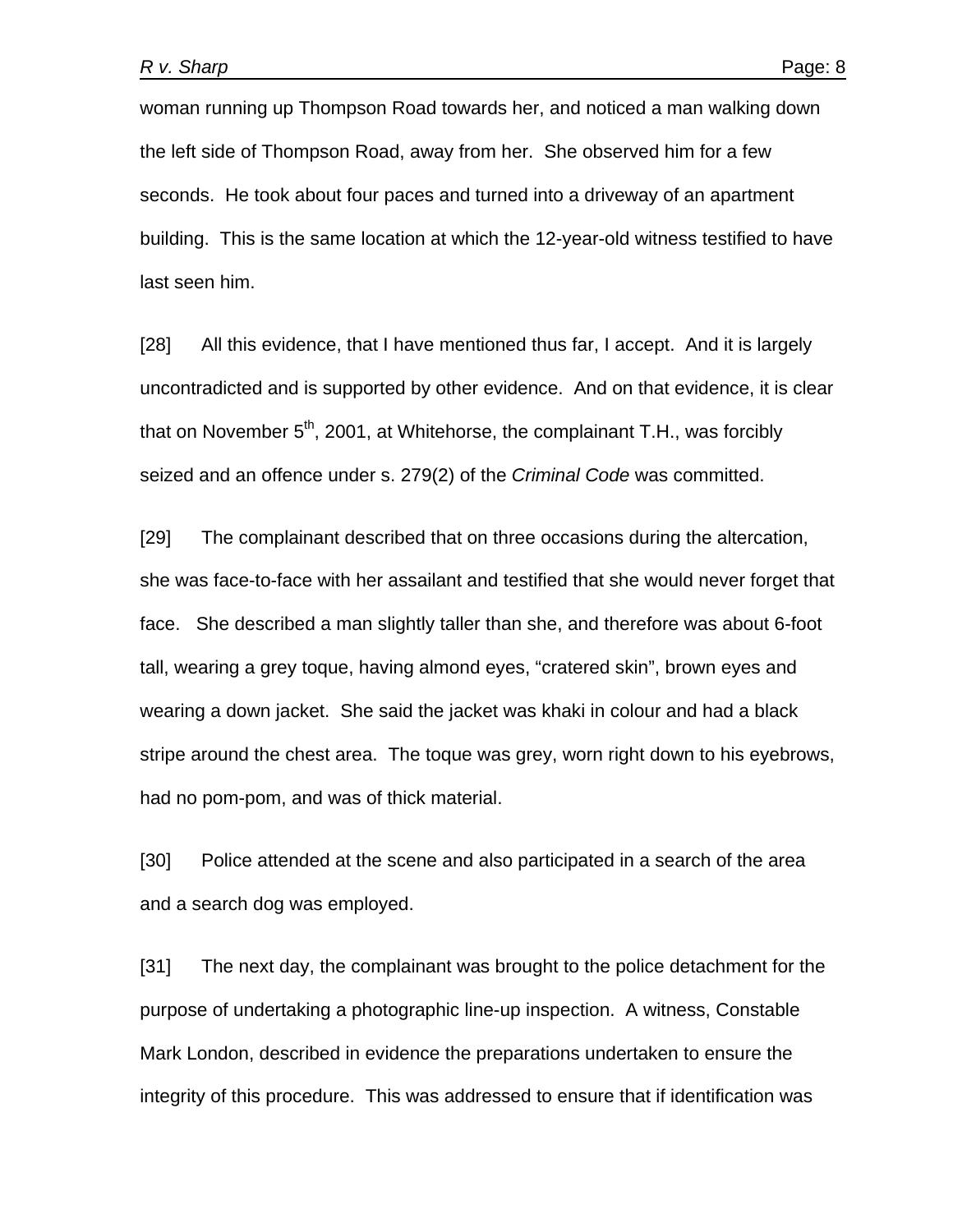woman running up Thompson Road towards her, and noticed a man walking down the left side of Thompson Road, away from her. She observed him for a few seconds. He took about four paces and turned into a driveway of an apartment building. This is the same location at which the 12-year-old witness testified to have last seen him.

[28] All this evidence, that I have mentioned thus far, I accept. And it is largely uncontradicted and is supported by other evidence. And on that evidence, it is clear that on November 5th, 2001, at Whitehorse, the complainant T.H., was forcibly seized and an offence under s. 279(2) of the *Criminal Code* was committed.

[29] The complainant described that on three occasions during the altercation, she was face-to-face with her assailant and testified that she would never forget that face. She described a man slightly taller than she, and therefore was about 6-foot tall, wearing a grey toque, having almond eyes, "cratered skin", brown eyes and wearing a down jacket. She said the jacket was khaki in colour and had a black stripe around the chest area. The toque was grey, worn right down to his eyebrows, had no pom-pom, and was of thick material.

[30] Police attended at the scene and also participated in a search of the area and a search dog was employed.

[31] The next day, the complainant was brought to the police detachment for the purpose of undertaking a photographic line-up inspection. A witness, Constable Mark London, described in evidence the preparations undertaken to ensure the integrity of this procedure. This was addressed to ensure that if identification was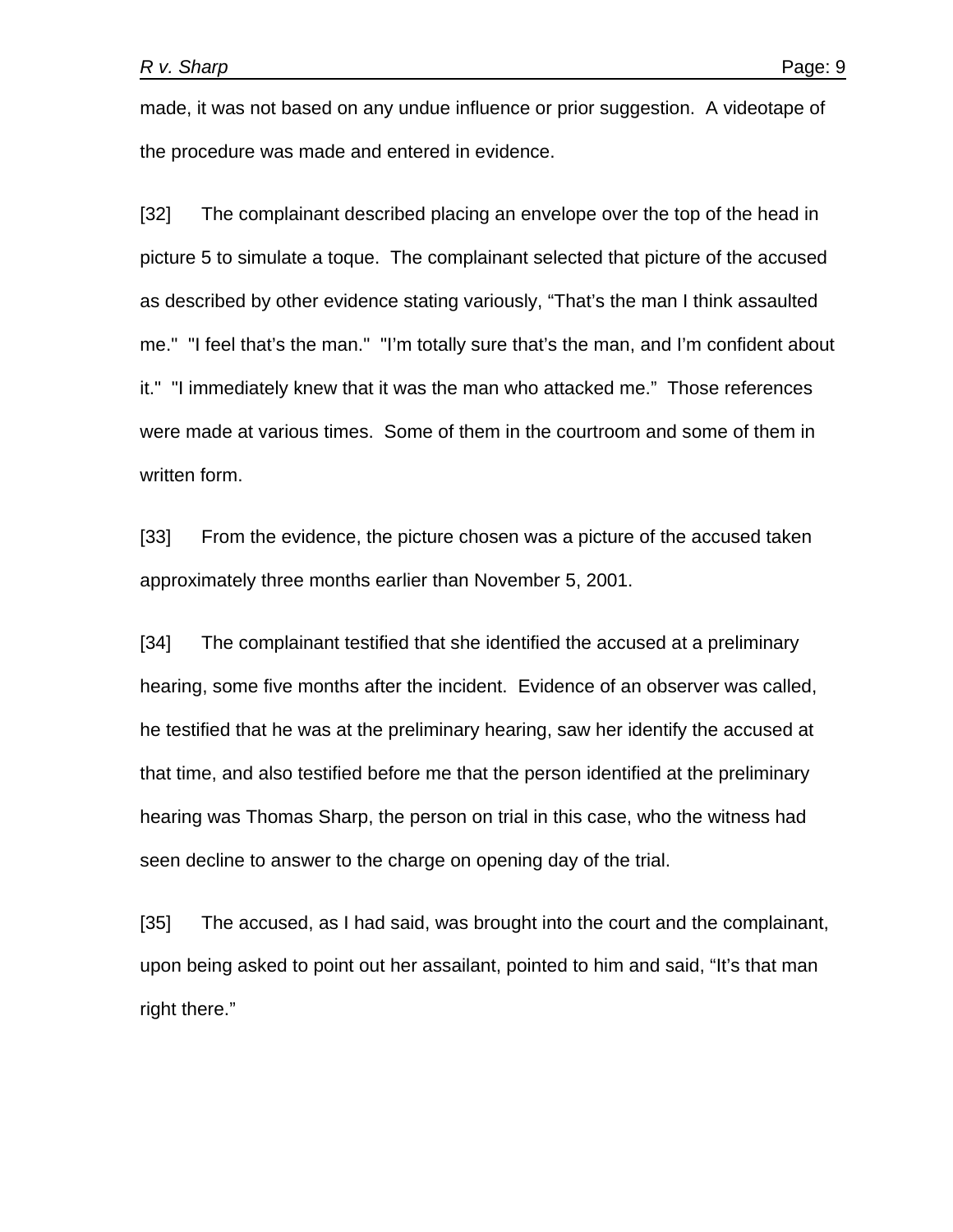made, it was not based on any undue influence or prior suggestion. A videotape of the procedure was made and entered in evidence.

[32] The complainant described placing an envelope over the top of the head in picture 5 to simulate a toque. The complainant selected that picture of the accused as described by other evidence stating variously, “That’s the man I think assaulted me." "I feel that’s the man." "I’m totally sure that’s the man, and I’m confident about it." "I immediately knew that it was the man who attacked me.” Those references were made at various times. Some of them in the courtroom and some of them in written form.

[33] From the evidence, the picture chosen was a picture of the accused taken approximately three months earlier than November 5, 2001.

[34] The complainant testified that she identified the accused at a preliminary hearing, some five months after the incident. Evidence of an observer was called, he testified that he was at the preliminary hearing, saw her identify the accused at that time, and also testified before me that the person identified at the preliminary hearing was Thomas Sharp, the person on trial in this case, who the witness had seen decline to answer to the charge on opening day of the trial.

[35] The accused, as I had said, was brought into the court and the complainant, upon being asked to point out her assailant, pointed to him and said, “It’s that man right there.”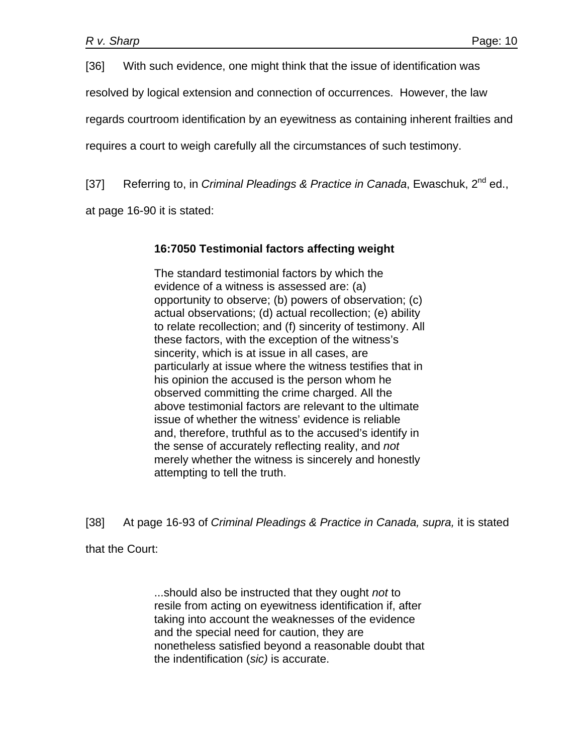[36] With such evidence, one might think that the issue of identification was resolved by logical extension and connection of occurrences. However, the law regards courtroom identification by an eyewitness as containing inherent frailties and requires a court to weigh carefully all the circumstances of such testimony.

[37] Referring to, in *Criminal Pleadings & Practice in Canada*, Ewaschuk, 2nd ed., at page 16-90 it is stated:

> **16:7050 Testimonial factors affecting weight**
>
> The standard testimonial factors by which the evidence of a witness is assessed are: (a) opportunity to observe; (b) powers of observation; (c) actual observations; (d) actual recollection; (e) ability to relate recollection; and (f) sincerity of testimony. All these factors, with the exception of the witness's sincerity, which is at issue in all cases, are particularly at issue where the witness testifies that in his opinion the accused is the person whom he observed committing the crime charged. All the above testimonial factors are relevant to the ultimate issue of whether the witness' evidence is reliable and, therefore, truthful as to the accused's identify in the sense of accurately reflecting reality, and *not* merely whether the witness is sincerely and honestly attempting to tell the truth.

[38] At page 16-93 of *Criminal Pleadings & Practice in Canada, supra,* it is stated that the Court:

> ...should also be instructed that they ought *not* to resile from acting on eyewitness identification if, after taking into account the weaknesses of the evidence and the special need for caution, they are nonetheless satisfied beyond a reasonable doubt that the indentification (*sic)* is accurate.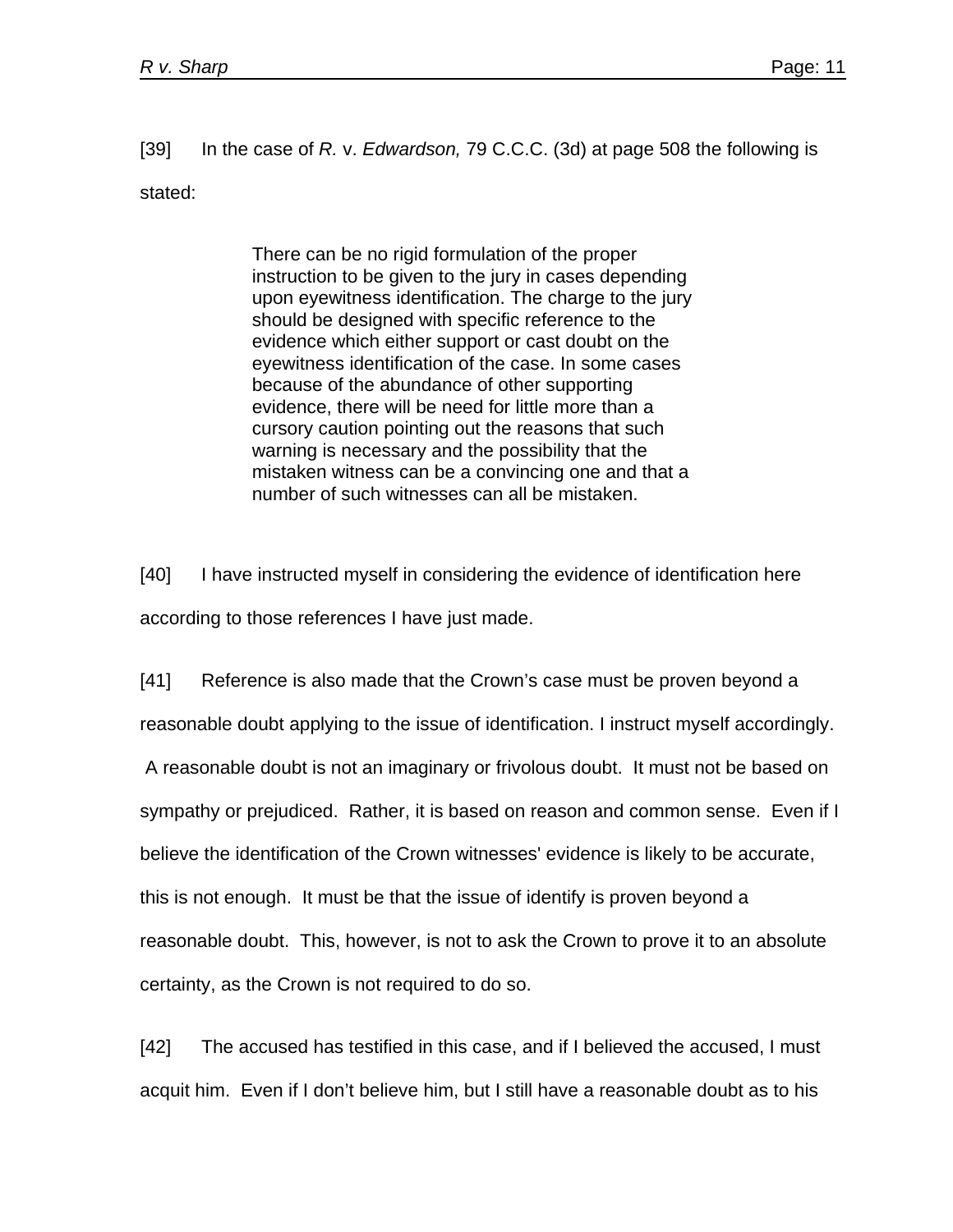[39] In the case of *R.* v. *Edwardson,* 79 C.C.C. (3d) at page 508 the following is stated:

> There can be no rigid formulation of the proper instruction to be given to the jury in cases depending upon eyewitness identification. The charge to the jury should be designed with specific reference to the evidence which either support or cast doubt on the eyewitness identification of the case. In some cases because of the abundance of other supporting evidence, there will be need for little more than a cursory caution pointing out the reasons that such warning is necessary and the possibility that the mistaken witness can be a convincing one and that a number of such witnesses can all be mistaken.

[40] I have instructed myself in considering the evidence of identification here according to those references I have just made.

[41] Reference is also made that the Crown's case must be proven beyond a reasonable doubt applying to the issue of identification. I instruct myself accordingly. A reasonable doubt is not an imaginary or frivolous doubt. It must not be based on sympathy or prejudiced. Rather, it is based on reason and common sense. Even if I believe the identification of the Crown witnesses' evidence is likely to be accurate, this is not enough. It must be that the issue of identify is proven beyond a reasonable doubt. This, however, is not to ask the Crown to prove it to an absolute certainty, as the Crown is not required to do so.

[42] The accused has testified in this case, and if I believed the accused, I must acquit him. Even if I don't believe him, but I still have a reasonable doubt as to his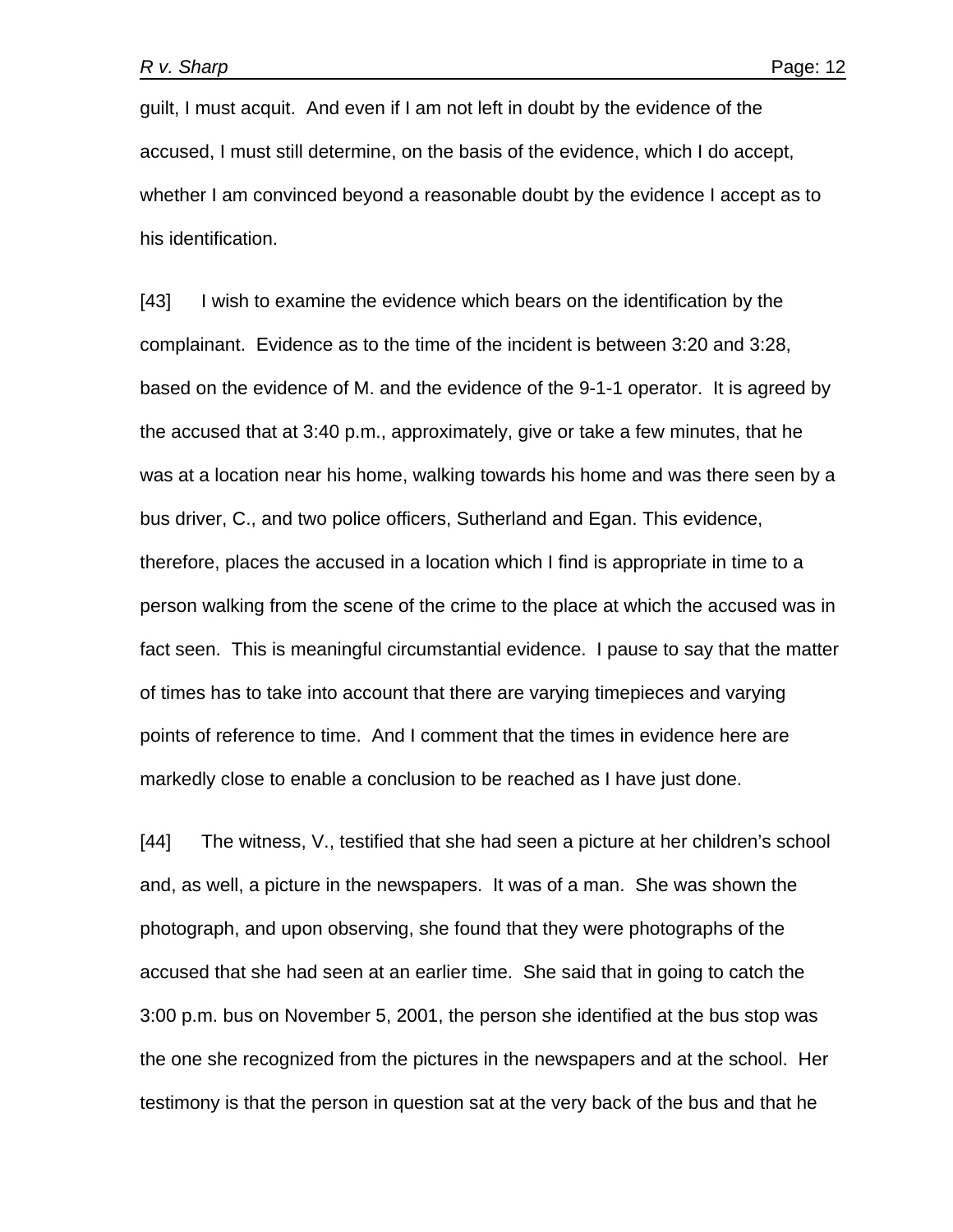guilt, I must acquit. And even if I am not left in doubt by the evidence of the accused, I must still determine, on the basis of the evidence, which I do accept, whether I am convinced beyond a reasonable doubt by the evidence I accept as to his identification.

[43] I wish to examine the evidence which bears on the identification by the complainant. Evidence as to the time of the incident is between 3:20 and 3:28, based on the evidence of M. and the evidence of the 9-1-1 operator. It is agreed by the accused that at 3:40 p.m., approximately, give or take a few minutes, that he was at a location near his home, walking towards his home and was there seen by a bus driver, C., and two police officers, Sutherland and Egan. This evidence, therefore, places the accused in a location which I find is appropriate in time to a person walking from the scene of the crime to the place at which the accused was in fact seen. This is meaningful circumstantial evidence. I pause to say that the matter of times has to take into account that there are varying timepieces and varying points of reference to time. And I comment that the times in evidence here are markedly close to enable a conclusion to be reached as I have just done.

[44] The witness, V., testified that she had seen a picture at her children's school and, as well, a picture in the newspapers. It was of a man. She was shown the photograph, and upon observing, she found that they were photographs of the accused that she had seen at an earlier time. She said that in going to catch the 3:00 p.m. bus on November 5, 2001, the person she identified at the bus stop was the one she recognized from the pictures in the newspapers and at the school. Her testimony is that the person in question sat at the very back of the bus and that he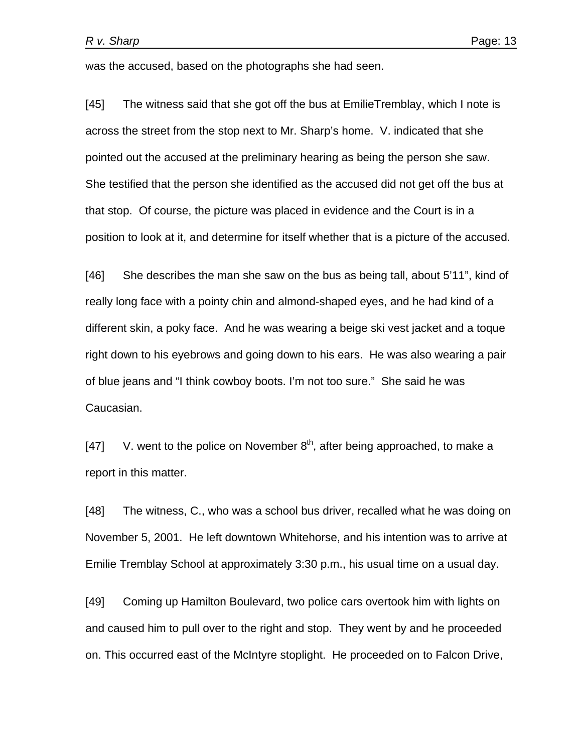was the accused, based on the photographs she had seen.

[45] The witness said that she got off the bus at EmilieTremblay, which I note is across the street from the stop next to Mr. Sharp's home. V. indicated that she pointed out the accused at the preliminary hearing as being the person she saw. She testified that the person she identified as the accused did not get off the bus at that stop. Of course, the picture was placed in evidence and the Court is in a position to look at it, and determine for itself whether that is a picture of the accused.

[46] She describes the man she saw on the bus as being tall, about 5'11", kind of really long face with a pointy chin and almond-shaped eyes, and he had kind of a different skin, a poky face. And he was wearing a beige ski vest jacket and a toque right down to his eyebrows and going down to his ears. He was also wearing a pair of blue jeans and "I think cowboy boots. I'm not too sure." She said he was Caucasian.

[47] V. went to the police on November 8th, after being approached, to make a report in this matter.

[48] The witness, C., who was a school bus driver, recalled what he was doing on November 5, 2001. He left downtown Whitehorse, and his intention was to arrive at Emilie Tremblay School at approximately 3:30 p.m., his usual time on a usual day.

[49] Coming up Hamilton Boulevard, two police cars overtook him with lights on and caused him to pull over to the right and stop. They went by and he proceeded on. This occurred east of the McIntyre stoplight. He proceeded on to Falcon Drive,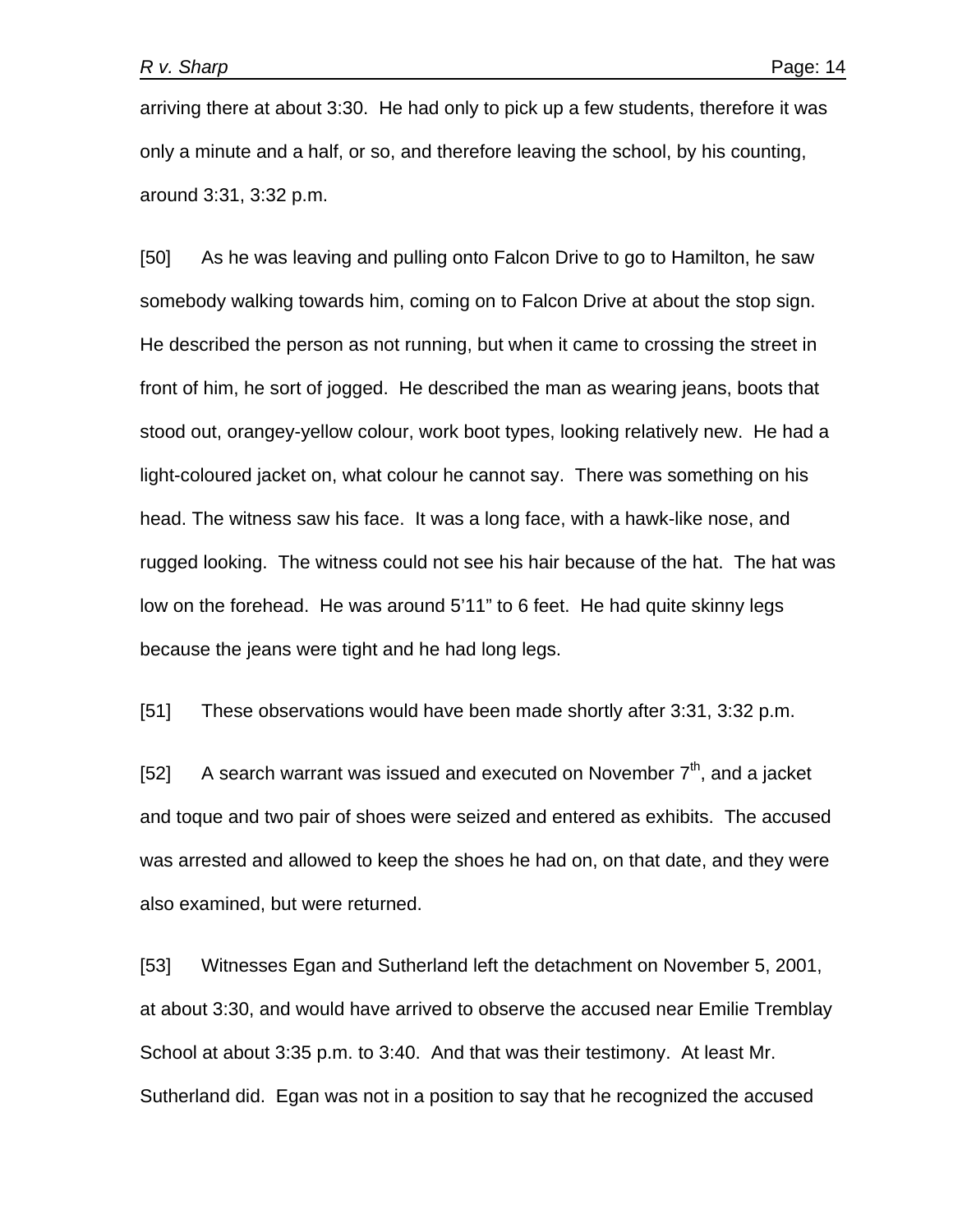arriving there at about 3:30. He had only to pick up a few students, therefore it was only a minute and a half, or so, and therefore leaving the school, by his counting, around 3:31, 3:32 p.m.

[50] As he was leaving and pulling onto Falcon Drive to go to Hamilton, he saw somebody walking towards him, coming on to Falcon Drive at about the stop sign. He described the person as not running, but when it came to crossing the street in front of him, he sort of jogged. He described the man as wearing jeans, boots that stood out, orangey-yellow colour, work boot types, looking relatively new. He had a light-coloured jacket on, what colour he cannot say. There was something on his head. The witness saw his face. It was a long face, with a hawk-like nose, and rugged looking. The witness could not see his hair because of the hat. The hat was low on the forehead. He was around 5'11" to 6 feet. He had quite skinny legs because the jeans were tight and he had long legs.

[51] These observations would have been made shortly after 3:31, 3:32 p.m.

[52] A search warrant was issued and executed on November 7th, and a jacket and toque and two pair of shoes were seized and entered as exhibits. The accused was arrested and allowed to keep the shoes he had on, on that date, and they were also examined, but were returned.

[53] Witnesses Egan and Sutherland left the detachment on November 5, 2001, at about 3:30, and would have arrived to observe the accused near Emilie Tremblay School at about 3:35 p.m. to 3:40. And that was their testimony. At least Mr. Sutherland did. Egan was not in a position to say that he recognized the accused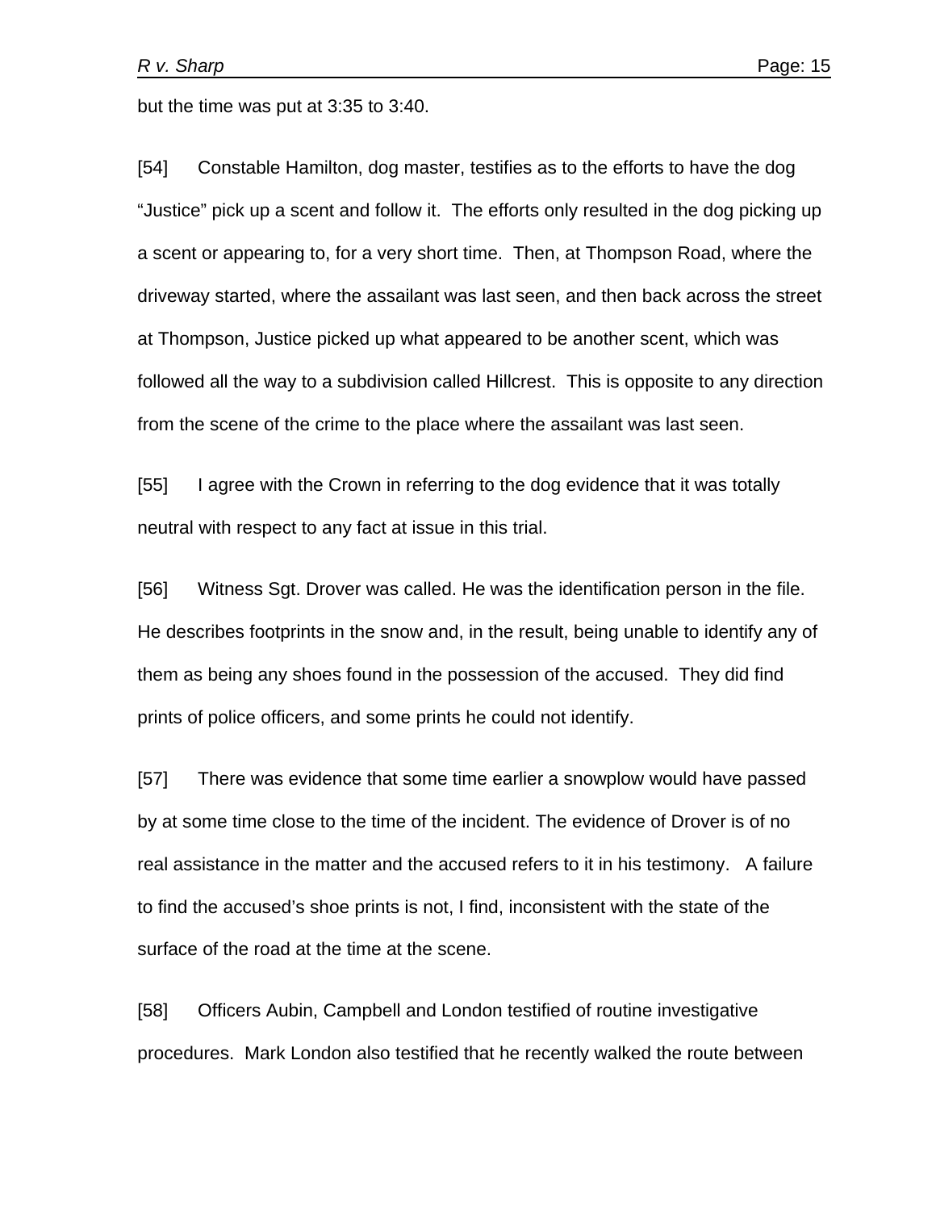but the time was put at 3:35 to 3:40.

[54] Constable Hamilton, dog master, testifies as to the efforts to have the dog "Justice" pick up a scent and follow it. The efforts only resulted in the dog picking up a scent or appearing to, for a very short time. Then, at Thompson Road, where the driveway started, where the assailant was last seen, and then back across the street at Thompson, Justice picked up what appeared to be another scent, which was followed all the way to a subdivision called Hillcrest. This is opposite to any direction from the scene of the crime to the place where the assailant was last seen.

[55] I agree with the Crown in referring to the dog evidence that it was totally neutral with respect to any fact at issue in this trial.

[56] Witness Sgt. Drover was called. He was the identification person in the file. He describes footprints in the snow and, in the result, being unable to identify any of them as being any shoes found in the possession of the accused. They did find prints of police officers, and some prints he could not identify.

[57] There was evidence that some time earlier a snowplow would have passed by at some time close to the time of the incident. The evidence of Drover is of no real assistance in the matter and the accused refers to it in his testimony. A failure to find the accused's shoe prints is not, I find, inconsistent with the state of the surface of the road at the time at the scene.

[58] Officers Aubin, Campbell and London testified of routine investigative procedures. Mark London also testified that he recently walked the route between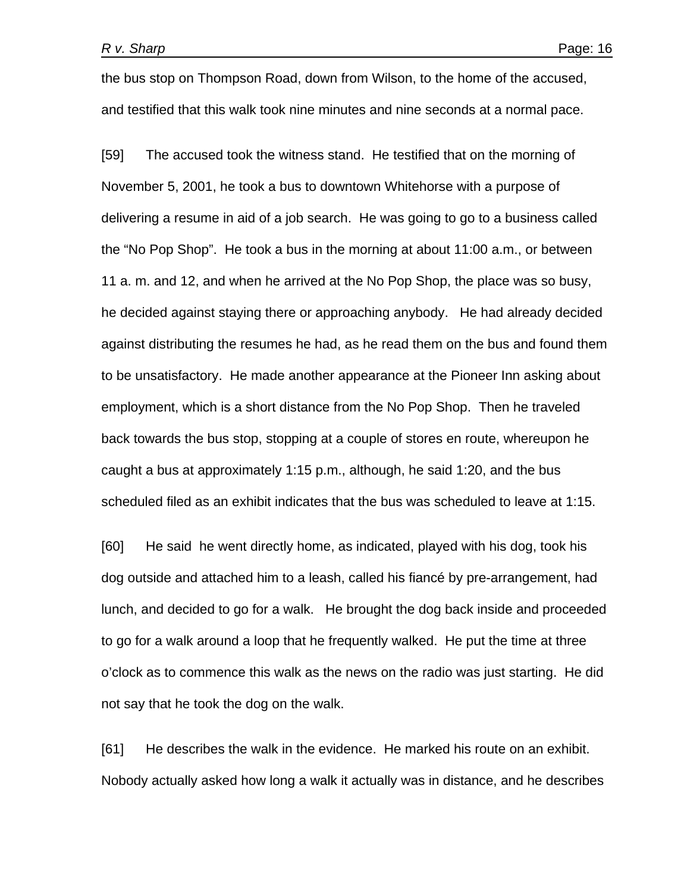the bus stop on Thompson Road, down from Wilson, to the home of the accused, and testified that this walk took nine minutes and nine seconds at a normal pace.

[59] The accused took the witness stand. He testified that on the morning of November 5, 2001, he took a bus to downtown Whitehorse with a purpose of delivering a resume in aid of a job search. He was going to go to a business called the "No Pop Shop". He took a bus in the morning at about 11:00 a.m., or between 11 a. m. and 12, and when he arrived at the No Pop Shop, the place was so busy, he decided against staying there or approaching anybody. He had already decided against distributing the resumes he had, as he read them on the bus and found them to be unsatisfactory. He made another appearance at the Pioneer Inn asking about employment, which is a short distance from the No Pop Shop. Then he traveled back towards the bus stop, stopping at a couple of stores en route, whereupon he caught a bus at approximately 1:15 p.m., although, he said 1:20, and the bus scheduled filed as an exhibit indicates that the bus was scheduled to leave at 1:15.

[60] He said he went directly home, as indicated, played with his dog, took his dog outside and attached him to a leash, called his fiancé by pre-arrangement, had lunch, and decided to go for a walk. He brought the dog back inside and proceeded to go for a walk around a loop that he frequently walked. He put the time at three o'clock as to commence this walk as the news on the radio was just starting. He did not say that he took the dog on the walk.

[61] He describes the walk in the evidence. He marked his route on an exhibit. Nobody actually asked how long a walk it actually was in distance, and he describes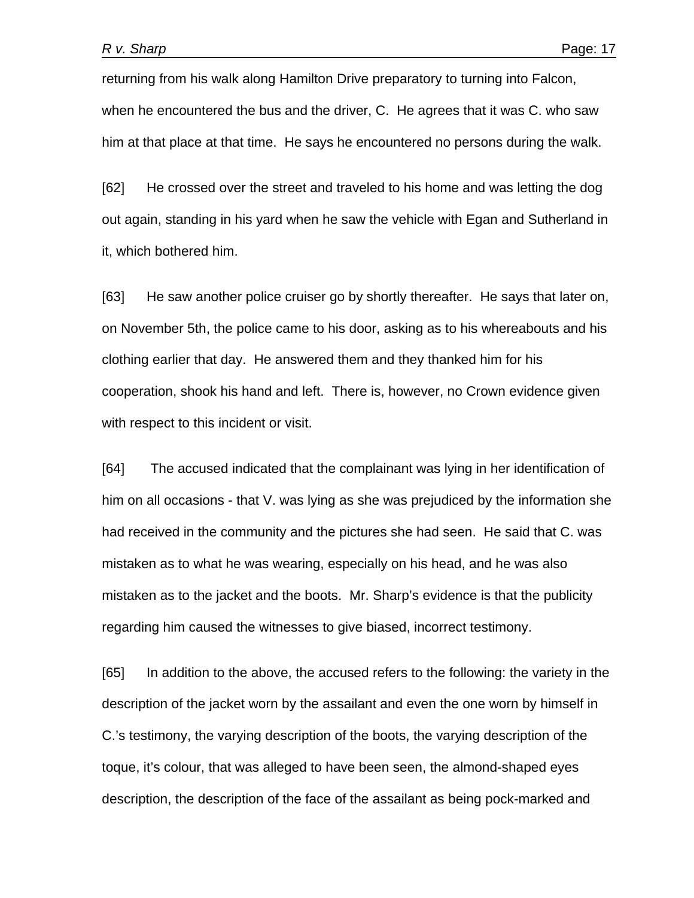returning from his walk along Hamilton Drive preparatory to turning into Falcon, when he encountered the bus and the driver, C. He agrees that it was C. who saw him at that place at that time. He says he encountered no persons during the walk.

[62] He crossed over the street and traveled to his home and was letting the dog out again, standing in his yard when he saw the vehicle with Egan and Sutherland in it, which bothered him.

[63] He saw another police cruiser go by shortly thereafter. He says that later on, on November 5th, the police came to his door, asking as to his whereabouts and his clothing earlier that day. He answered them and they thanked him for his cooperation, shook his hand and left. There is, however, no Crown evidence given with respect to this incident or visit.

[64] The accused indicated that the complainant was lying in her identification of him on all occasions - that V. was lying as she was prejudiced by the information she had received in the community and the pictures she had seen. He said that C. was mistaken as to what he was wearing, especially on his head, and he was also mistaken as to the jacket and the boots. Mr. Sharp's evidence is that the publicity regarding him caused the witnesses to give biased, incorrect testimony.

[65] In addition to the above, the accused refers to the following: the variety in the description of the jacket worn by the assailant and even the one worn by himself in C.'s testimony, the varying description of the boots, the varying description of the toque, it's colour, that was alleged to have been seen, the almond-shaped eyes description, the description of the face of the assailant as being pock-marked and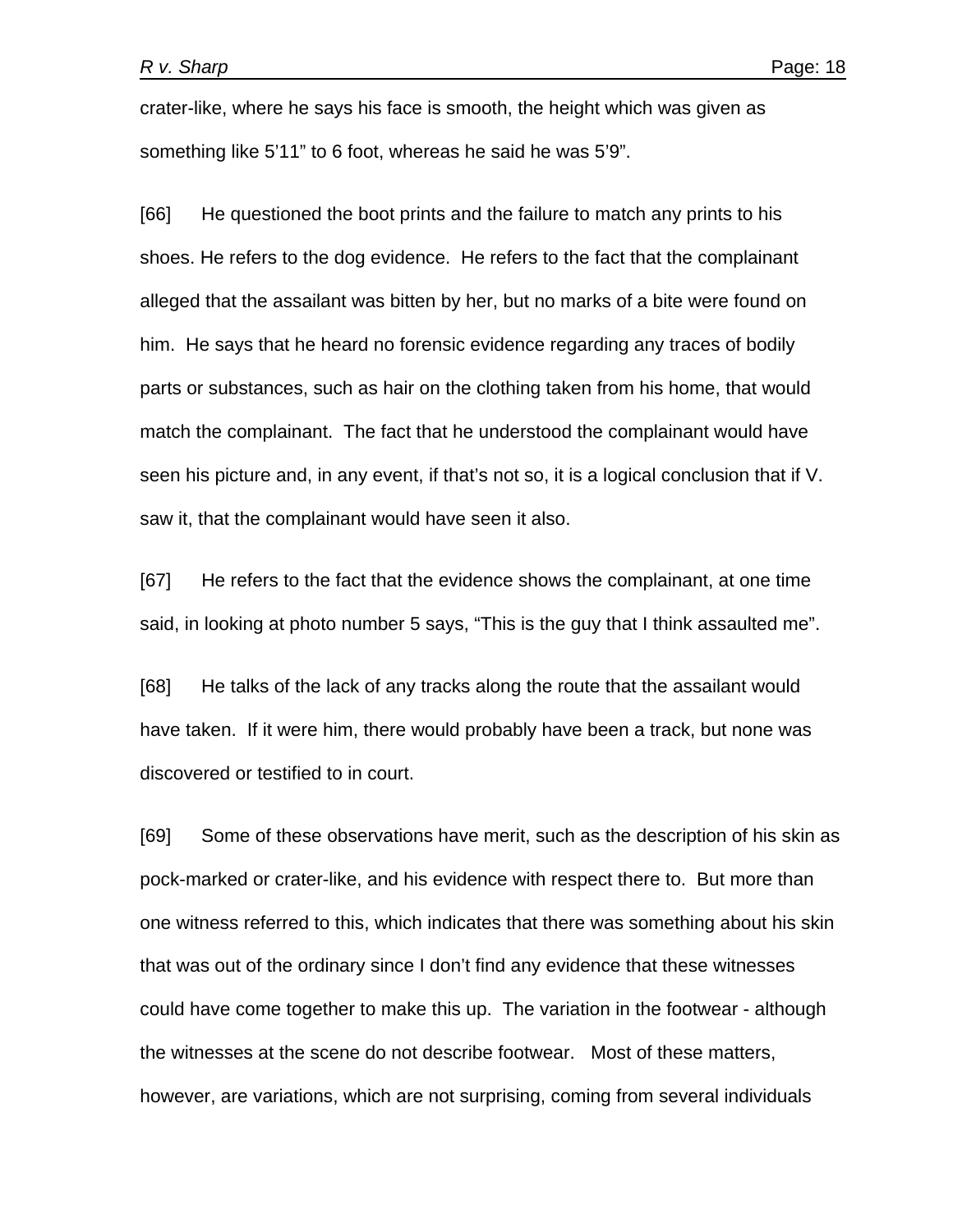crater-like, where he says his face is smooth, the height which was given as something like 5'11" to 6 foot, whereas he said he was 5'9".

[66] He questioned the boot prints and the failure to match any prints to his shoes. He refers to the dog evidence. He refers to the fact that the complainant alleged that the assailant was bitten by her, but no marks of a bite were found on him. He says that he heard no forensic evidence regarding any traces of bodily parts or substances, such as hair on the clothing taken from his home, that would match the complainant. The fact that he understood the complainant would have seen his picture and, in any event, if that's not so, it is a logical conclusion that if V. saw it, that the complainant would have seen it also.

[67] He refers to the fact that the evidence shows the complainant, at one time said, in looking at photo number 5 says, "This is the guy that I think assaulted me".

[68] He talks of the lack of any tracks along the route that the assailant would have taken. If it were him, there would probably have been a track, but none was discovered or testified to in court.

[69] Some of these observations have merit, such as the description of his skin as pock-marked or crater-like, and his evidence with respect there to. But more than one witness referred to this, which indicates that there was something about his skin that was out of the ordinary since I don't find any evidence that these witnesses could have come together to make this up. The variation in the footwear - although the witnesses at the scene do not describe footwear. Most of these matters, however, are variations, which are not surprising, coming from several individuals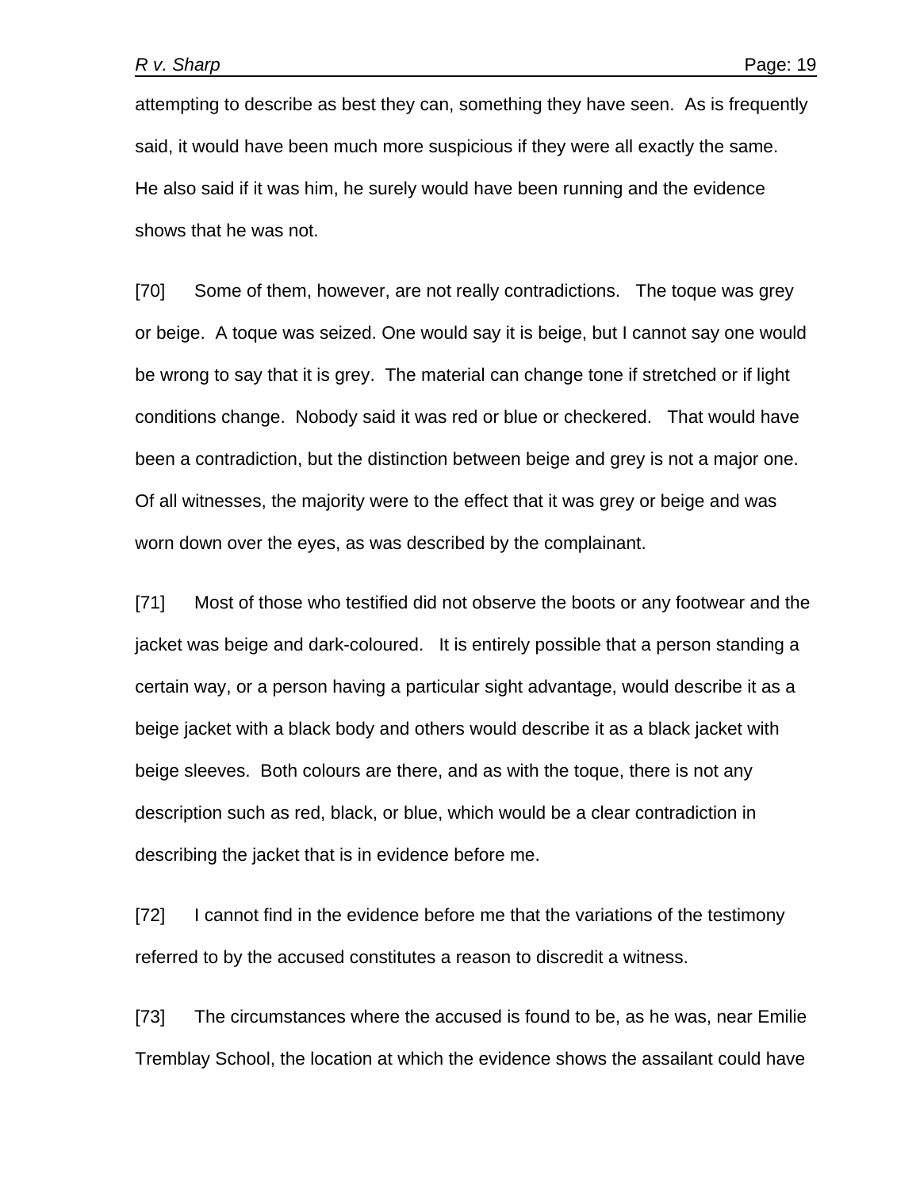attempting to describe as best they can, something they have seen. As is frequently said, it would have been much more suspicious if they were all exactly the same. He also said if it was him, he surely would have been running and the evidence shows that he was not.

[70] Some of them, however, are not really contradictions. The toque was grey or beige. A toque was seized. One would say it is beige, but I cannot say one would be wrong to say that it is grey. The material can change tone if stretched or if light conditions change. Nobody said it was red or blue or checkered. That would have been a contradiction, but the distinction between beige and grey is not a major one. Of all witnesses, the majority were to the effect that it was grey or beige and was worn down over the eyes, as was described by the complainant.

[71] Most of those who testified did not observe the boots or any footwear and the jacket was beige and dark-coloured. It is entirely possible that a person standing a certain way, or a person having a particular sight advantage, would describe it as a beige jacket with a black body and others would describe it as a black jacket with beige sleeves. Both colours are there, and as with the toque, there is not any description such as red, black, or blue, which would be a clear contradiction in describing the jacket that is in evidence before me.

[72] I cannot find in the evidence before me that the variations of the testimony referred to by the accused constitutes a reason to discredit a witness.

[73] The circumstances where the accused is found to be, as he was, near Emilie Tremblay School, the location at which the evidence shows the assailant could have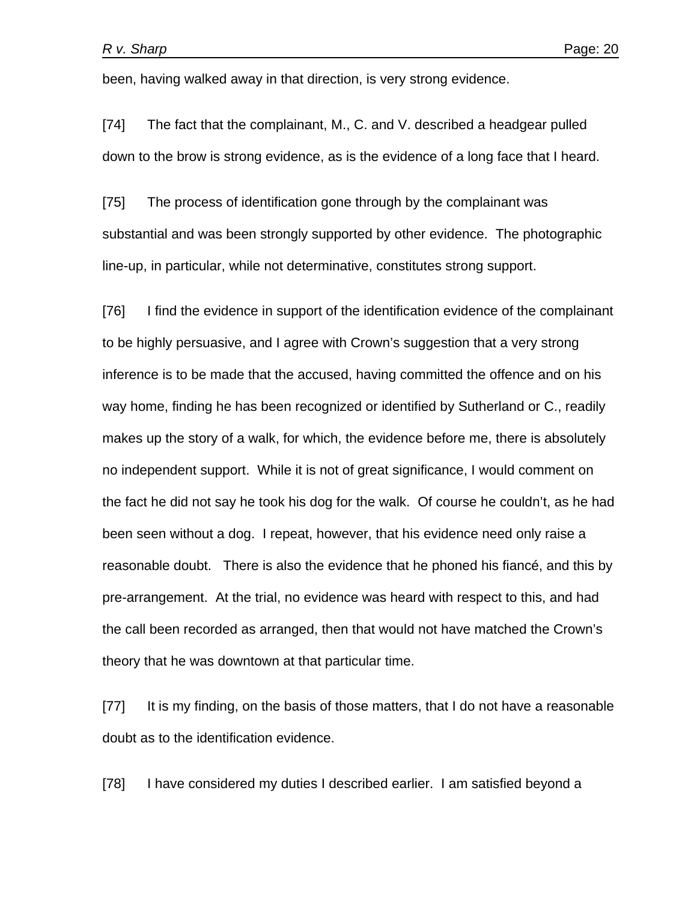been, having walked away in that direction, is very strong evidence.

[74] The fact that the complainant, M., C. and V. described a headgear pulled down to the brow is strong evidence, as is the evidence of a long face that I heard.

[75] The process of identification gone through by the complainant was substantial and was been strongly supported by other evidence. The photographic line-up, in particular, while not determinative, constitutes strong support.

[76] I find the evidence in support of the identification evidence of the complainant to be highly persuasive, and I agree with Crown's suggestion that a very strong inference is to be made that the accused, having committed the offence and on his way home, finding he has been recognized or identified by Sutherland or C., readily makes up the story of a walk, for which, the evidence before me, there is absolutely no independent support. While it is not of great significance, I would comment on the fact he did not say he took his dog for the walk. Of course he couldn't, as he had been seen without a dog. I repeat, however, that his evidence need only raise a reasonable doubt. There is also the evidence that he phoned his fiancé, and this by pre-arrangement. At the trial, no evidence was heard with respect to this, and had the call been recorded as arranged, then that would not have matched the Crown's theory that he was downtown at that particular time.

[77] It is my finding, on the basis of those matters, that I do not have a reasonable doubt as to the identification evidence.

[78] I have considered my duties I described earlier. I am satisfied beyond a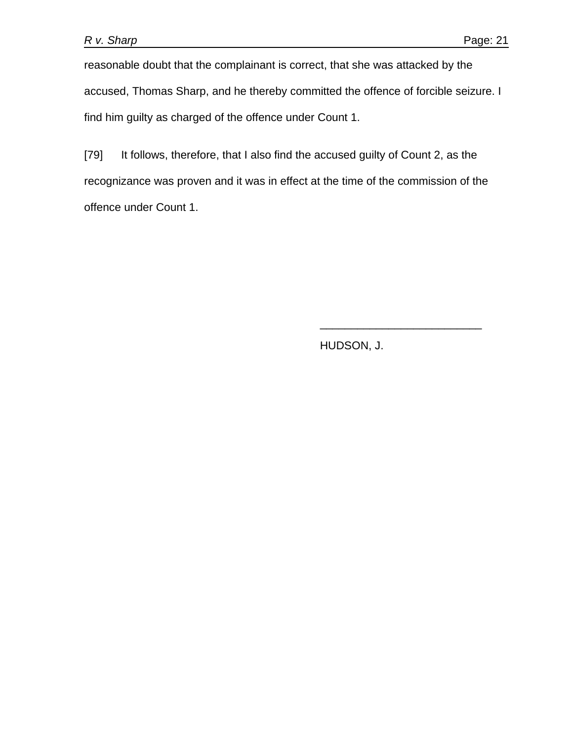reasonable doubt that the complainant is correct, that she was attacked by the accused, Thomas Sharp, and he thereby committed the offence of forcible seizure. I find him guilty as charged of the offence under Count 1.

[79] It follows, therefore, that I also find the accused guilty of Count 2, as the recognizance was proven and it was in effect at the time of the commission of the offence under Count 1.

___________________________

HUDSON, J.